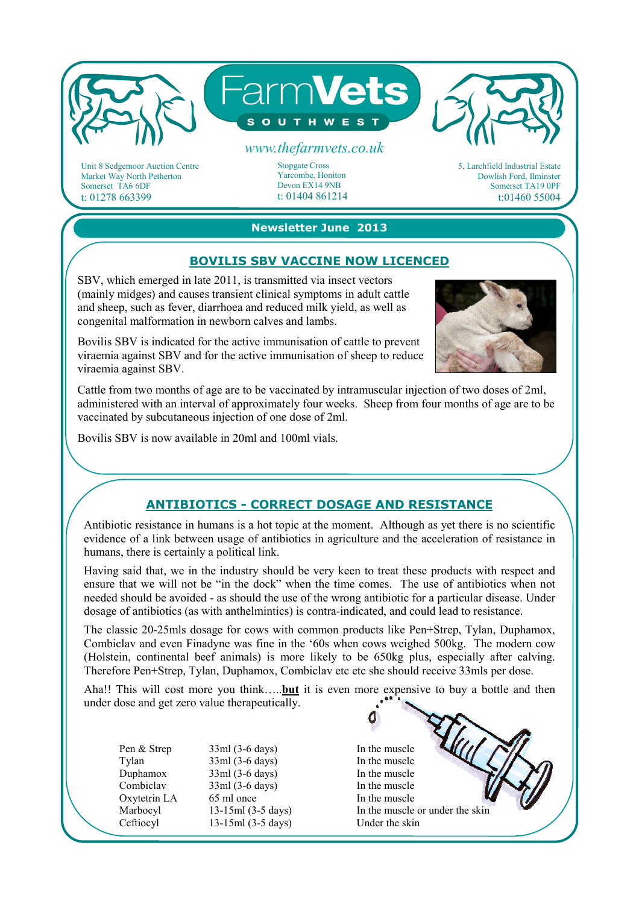# FarmVets SOUTHWEST

www.thefarmvets.co.uk

Unit 8 Sedgemoor Auction Centre
Market Way North Petherton
Somerset TA6 6DF
t: 01278 663399

Stopgate Cross
Yarcombe, Honiton
Devon EX14 9NB
t: 01404 861214

5, Larchfield Industrial Estate
Dowlish Ford, Ilminster
Somerset TA19 0PF
t:01460 55004

**Newsletter June 2013**

## BOVILIS SBV VACCINE NOW LICENCED

SBV, which emerged in late 2011, is transmitted via insect vectors (mainly midges) and causes transient clinical symptoms in adult cattle and sheep, such as fever, diarrhoea and reduced milk yield, as well as congenital malformation in newborn calves and lambs.

Bovilis SBV is indicated for the active immunisation of cattle to prevent viraemia against SBV and for the active immunisation of sheep to reduce viraemia against SBV.

Cattle from two months of age are to be vaccinated by intramuscular injection of two doses of 2ml, administered with an interval of approximately four weeks. Sheep from four months of age are to be vaccinated by subcutaneous injection of one dose of 2ml.

Bovilis SBV is now available in 20ml and 100ml vials.

## ANTIBIOTICS - CORRECT DOSAGE AND RESISTANCE

Antibiotic resistance in humans is a hot topic at the moment. Although as yet there is no scientific evidence of a link between usage of antibiotics in agriculture and the acceleration of resistance in humans, there is certainly a political link.

Having said that, we in the industry should be very keen to treat these products with respect and ensure that we will not be "in the dock" when the time comes. The use of antibiotics when not needed should be avoided - as should the use of the wrong antibiotic for a particular disease. Under dosage of antibiotics (as with anthelmintics) is contra-indicated, and could lead to resistance.

The classic 20-25mls dosage for cows with common products like Pen+Strep, Tylan, Duphamox, Combiclav and even Finadyne was fine in the '60s when cows weighed 500kg. The modern cow (Holstein, continental beef animals) is more likely to be 650kg plus, especially after calving. Therefore Pen+Strep, Tylan, Duphamox, Combiclav etc etc she should receive 33mls per dose.

Aha!! This will cost more you think…..**but** it is even more expensive to buy a bottle and then under dose and get zero value therapeutically.

| | | |
|---|---|---|
| Pen & Strep | 33ml (3-6 days) | In the muscle |
| Tylan | 33ml (3-6 days) | In the muscle |
| Duphamox | 33ml (3-6 days) | In the muscle |
| Combiclav | 33ml (3-6 days) | In the muscle |
| Oxytetrin LA | 65 ml once | In the muscle |
| Marbocyl | 13-15ml (3-5 days) | In the muscle or under the skin |
| Ceftiocyl | 13-15ml (3-5 days) | Under the skin |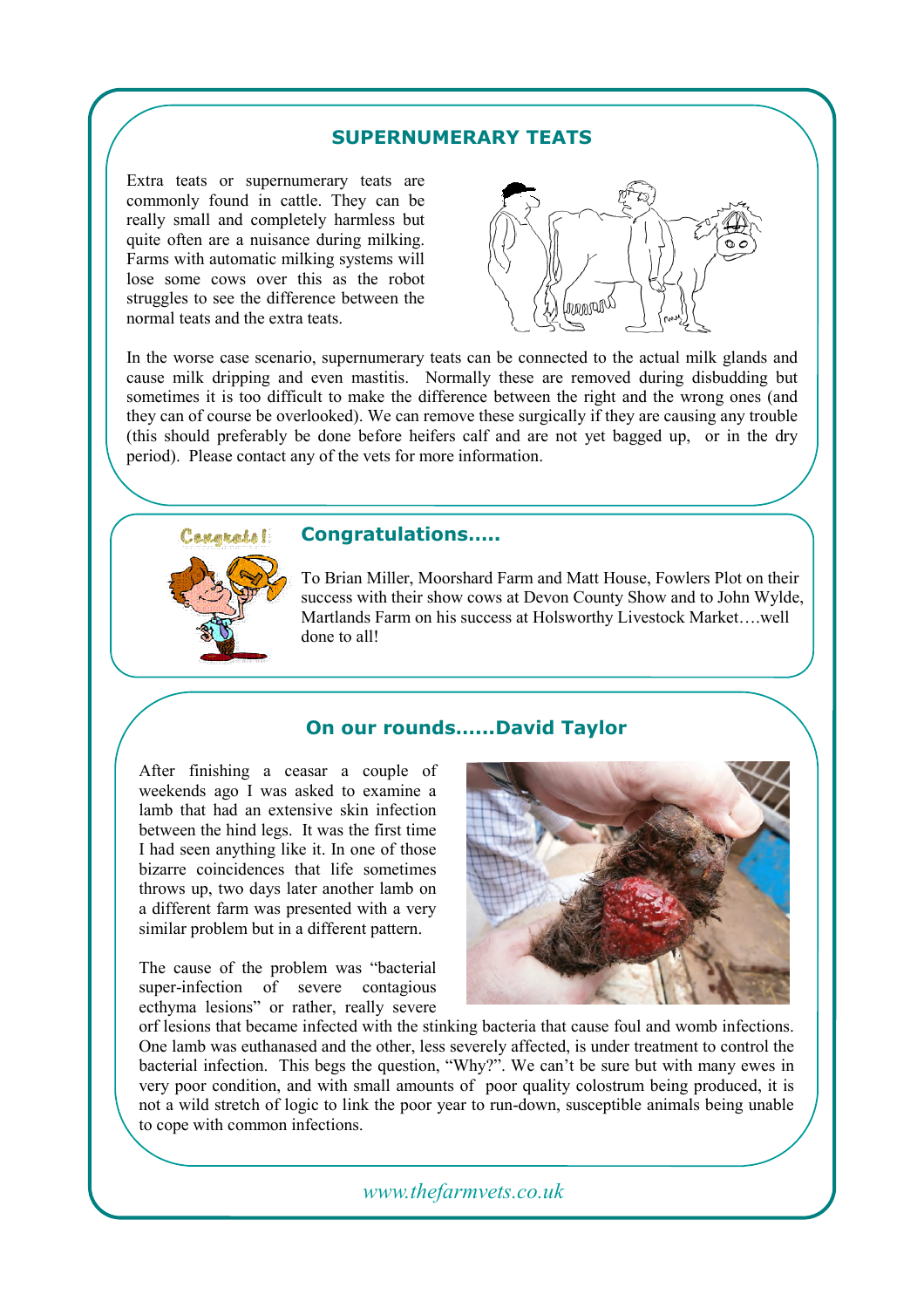## SUPERNUMERARY TEATS

Extra teats or supernumerary teats are commonly found in cattle. They can be really small and completely harmless but quite often are a nuisance during milking. Farms with automatic milking systems will lose some cows over this as the robot struggles to see the difference between the normal teats and the extra teats.

In the worse case scenario, supernumerary teats can be connected to the actual milk glands and cause milk dripping and even mastitis. Normally these are removed during disbudding but sometimes it is too difficult to make the difference between the right and the wrong ones (and they can of course be overlooked). We can remove these surgically if they are causing any trouble (this should preferably be done before heifers calf and are not yet bagged up, or in the dry period). Please contact any of the vets for more information.

## Congratulations…..

To Brian Miller, Moorshard Farm and Matt House, Fowlers Plot on their success with their show cows at Devon County Show and to John Wylde, Martlands Farm on his success at Holsworthy Livestock Market….well done to all!

## On our rounds……David Taylor

After finishing a ceasar a couple of weekends ago I was asked to examine a lamb that had an extensive skin infection between the hind legs. It was the first time I had seen anything like it. In one of those bizarre coincidences that life sometimes throws up, two days later another lamb on a different farm was presented with a very similar problem but in a different pattern.

The cause of the problem was "bacterial super-infection of severe contagious ecthyma lesions" or rather, really severe orf lesions that became infected with the stinking bacteria that cause foul and womb infections. One lamb was euthanased and the other, less severely affected, is under treatment to control the bacterial infection. This begs the question, "Why?". We can't be sure but with many ewes in very poor condition, and with small amounts of poor quality colostrum being produced, it is not a wild stretch of logic to link the poor year to run-down, susceptible animals being unable to cope with common infections.

*www.thefarmvets.co.uk*